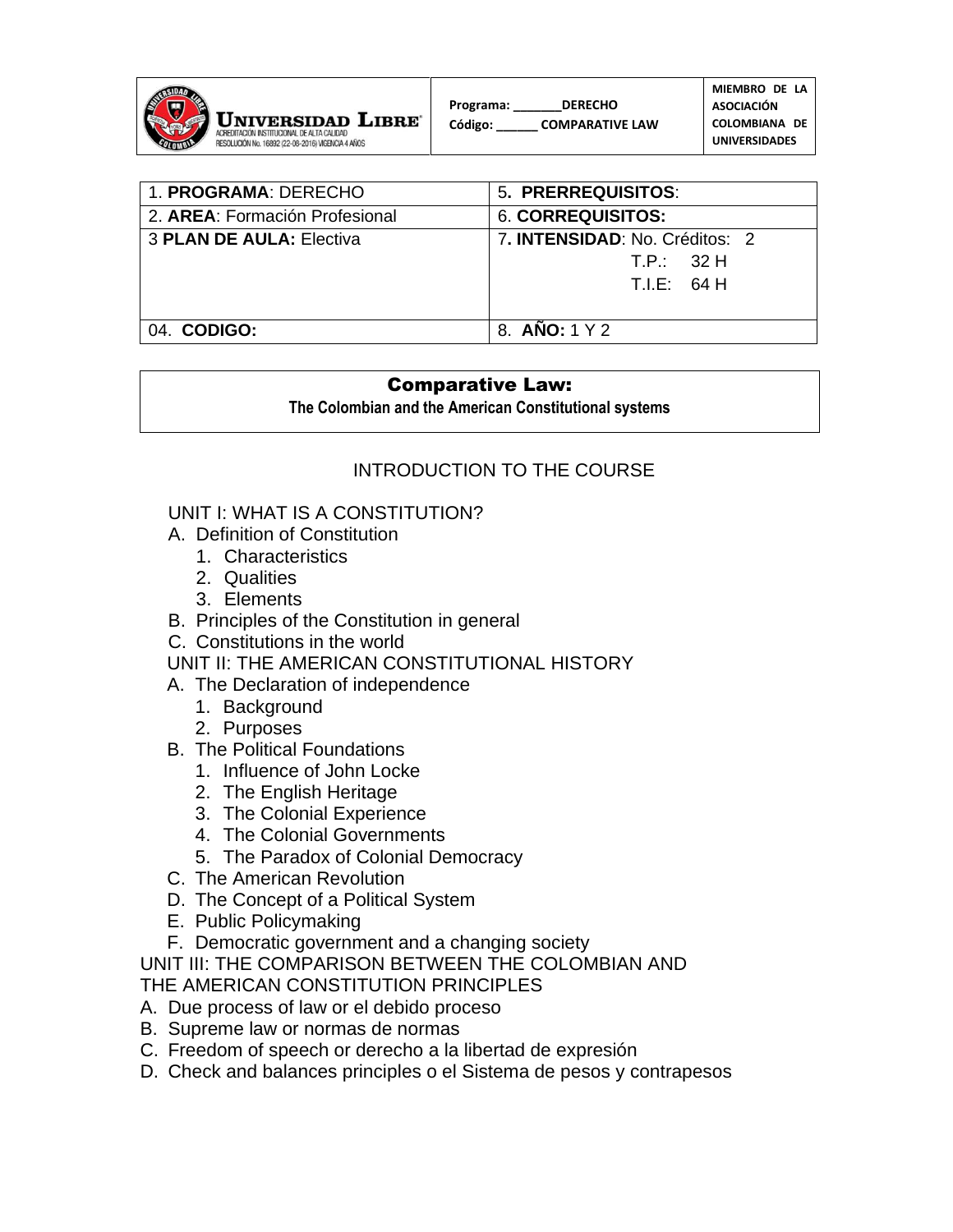| UNIVERSIDAD LIBRE ACREDITACIÓN INSTITUCIONAL DE ALTA CALIDAD RESOLUCIÓN No. 16892 (22-08-2016) VIGENCIA 4 AÑOS | Programa: _______DERECHO<br>Código: ______ COMPARATIVE LAW | MIEMBRO DE LA ASOCIACIÓN COLOMBIANA DE UNIVERSIDADES |
|---|---|---|

| 1. **PROGRAMA**: DERECHO | 5**. PRERREQUISITOS**: |
|---|---|
| 2. **AREA**: Formación Profesional | 6. **CORREQUISITOS:** |
| 3 **PLAN DE AULA:** Electiva | 7**. INTENSIDAD**: No. Créditos: 2<br>T.P.: 32 H<br>T.I.E: 64 H |
| 04. **CODIGO:** | 8. **AÑO:** 1 Y 2 |

# Comparative Law:

**The Colombian and the American Constitutional systems**

## INTRODUCTION TO THE COURSE

UNIT I: WHAT IS A CONSTITUTION?

A. Definition of Constitution
   1. Characteristics
   2. Qualities
   3. Elements
B. Principles of the Constitution in general
C. Constitutions in the world

UNIT II: THE AMERICAN CONSTITUTIONAL HISTORY

A. The Declaration of independence
   1. Background
   2. Purposes
B. The Political Foundations
   1. Influence of John Locke
   2. The English Heritage
   3. The Colonial Experience
   4. The Colonial Governments
   5. The Paradox of Colonial Democracy
C. The American Revolution
D. The Concept of a Political System
E. Public Policymaking
F. Democratic government and a changing society

UNIT III: THE COMPARISON BETWEEN THE COLOMBIAN AND THE AMERICAN CONSTITUTION PRINCIPLES

A. Due process of law or el debido proceso
B. Supreme law or normas de normas
C. Freedom of speech or derecho a la libertad de expresión
D. Check and balances principles o el Sistema de pesos y contrapesos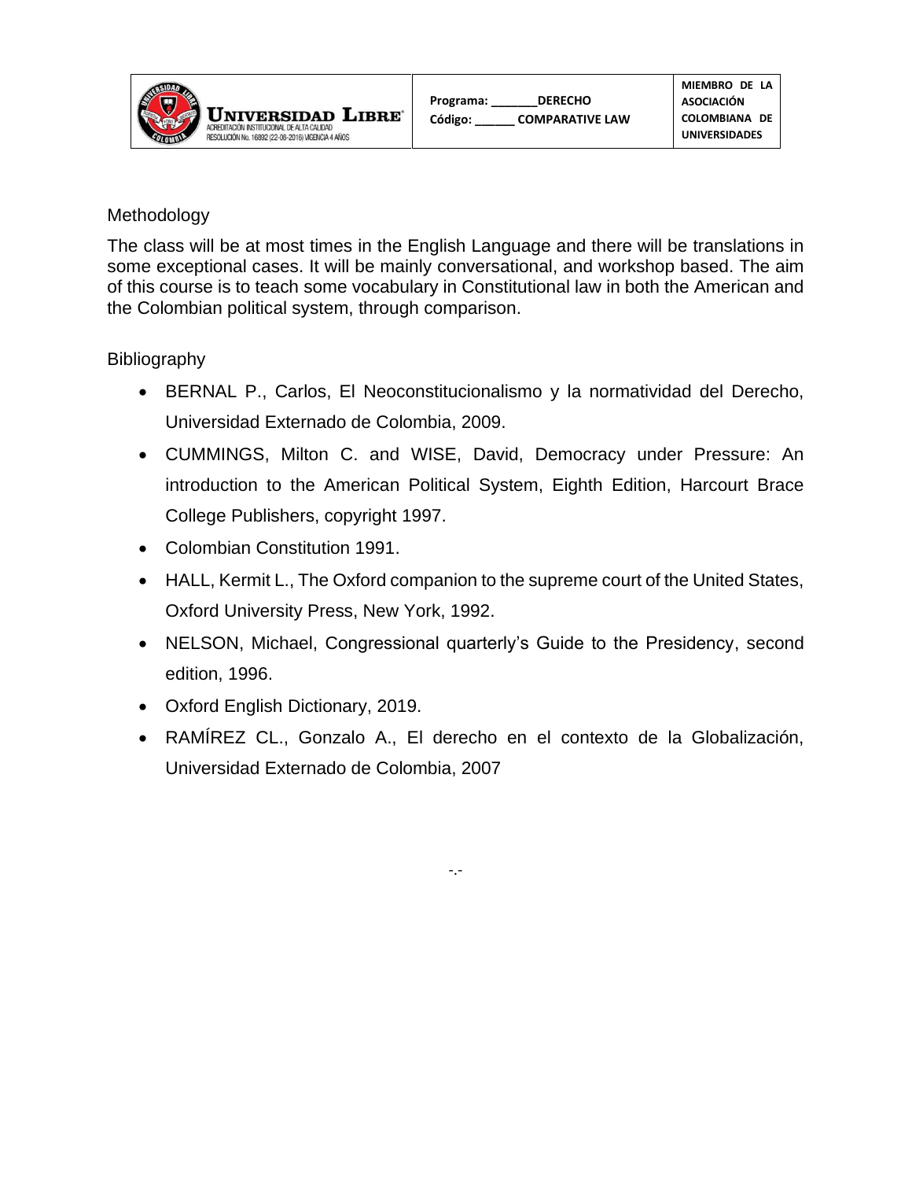## Methodology

The class will be at most times in the English Language and there will be translations in some exceptional cases. It will be mainly conversational, and workshop based. The aim of this course is to teach some vocabulary in Constitutional law in both the American and the Colombian political system, through comparison.

## Bibliography

- BERNAL P., Carlos, El Neoconstitucionalismo y la normatividad del Derecho, Universidad Externado de Colombia, 2009.
- CUMMINGS, Milton C. and WISE, David, Democracy under Pressure: An introduction to the American Political System, Eighth Edition, Harcourt Brace College Publishers, copyright 1997.
- Colombian Constitution 1991.
- HALL, Kermit L., The Oxford companion to the supreme court of the United States, Oxford University Press, New York, 1992.
- NELSON, Michael, Congressional quarterly's Guide to the Presidency, second edition, 1996.
- Oxford English Dictionary, 2019.
- RAMÍREZ CL., Gonzalo A., El derecho en el contexto de la Globalización, Universidad Externado de Colombia, 2007

-.-